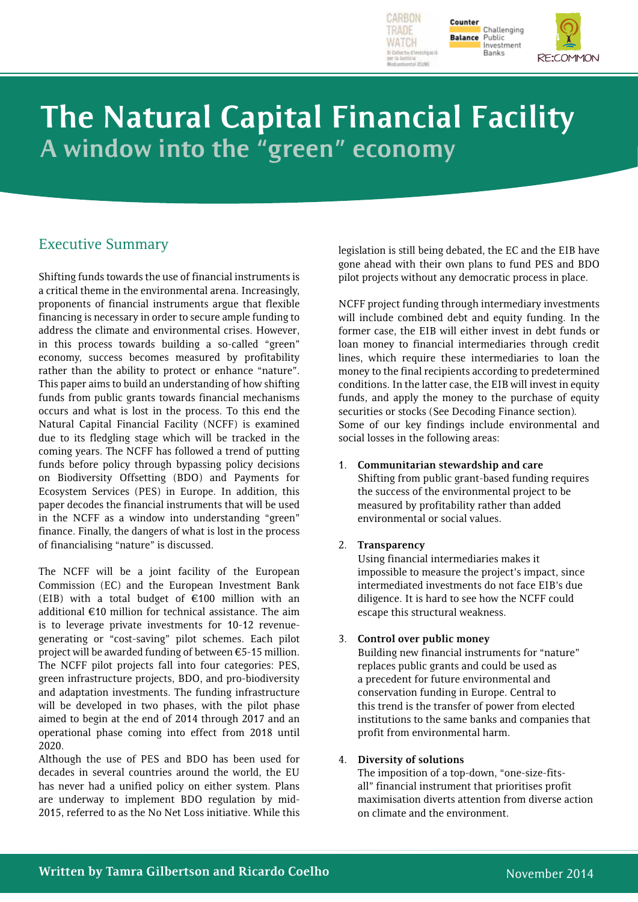# The Natural Capital Financial Facility

## A window into the "green" economy

## Executive Summary

Shifting funds towards the use of financial instruments is a critical theme in the environmental arena. Increasingly, proponents of financial instruments argue that flexible financing is necessary in order to secure ample funding to address the climate and environmental crises. However, in this process towards building a so-called "green" economy, success becomes measured by profitability rather than the ability to protect or enhance "nature". This paper aims to build an understanding of how shifting funds from public grants towards financial mechanisms occurs and what is lost in the process. To this end the Natural Capital Financial Facility (NCFF) is examined due to its fledgling stage which will be tracked in the coming years. The NCFF has followed a trend of putting funds before policy through bypassing policy decisions on Biodiversity Offsetting (BDO) and Payments for Ecosystem Services (PES) in Europe. In addition, this paper decodes the financial instruments that will be used in the NCFF as a window into understanding "green" finance. Finally, the dangers of what is lost in the process of financialising "nature" is discussed.

The NCFF will be a joint facility of the European Commission (EC) and the European Investment Bank (EIB) with a total budget of €100 million with an additional €10 million for technical assistance. The aim is to leverage private investments for 10-12 revenue-generating or "cost-saving" pilot schemes. Each pilot project will be awarded funding of between €5-15 million. The NCFF pilot projects fall into four categories: PES, green infrastructure projects, BDO, and pro-biodiversity and adaptation investments. The funding infrastructure will be developed in two phases, with the pilot phase aimed to begin at the end of 2014 through 2017 and an operational phase coming into effect from 2018 until 2020.

Although the use of PES and BDO has been used for decades in several countries around the world, the EU has never had a unified policy on either system. Plans are underway to implement BDO regulation by mid-2015, referred to as the No Net Loss initiative. While this legislation is still being debated, the EC and the EIB have gone ahead with their own plans to fund PES and BDO pilot projects without any democratic process in place.

NCFF project funding through intermediary investments will include combined debt and equity funding. In the former case, the EIB will either invest in debt funds or loan money to financial intermediaries through credit lines, which require these intermediaries to loan the money to the final recipients according to predetermined conditions. In the latter case, the EIB will invest in equity funds, and apply the money to the purchase of equity securities or stocks (See Decoding Finance section). Some of our key findings include environmental and social losses in the following areas:

1. **Communitarian stewardship and care**
   Shifting from public grant-based funding requires the success of the environmental project to be measured by profitability rather than added environmental or social values.

2. **Transparency**
   Using financial intermediaries makes it impossible to measure the project's impact, since intermediated investments do not face EIB's due diligence. It is hard to see how the NCFF could escape this structural weakness.

3. **Control over public money**
   Building new financial instruments for "nature" replaces public grants and could be used as a precedent for future environmental and conservation funding in Europe. Central to this trend is the transfer of power from elected institutions to the same banks and companies that profit from environmental harm.

4. **Diversity of solutions**
   The imposition of a top-down, "one-size-fits-all" financial instrument that prioritises profit maximisation diverts attention from diverse action on climate and the environment.

**Written by Tamra Gilbertson and Ricardo Coelho** November 2014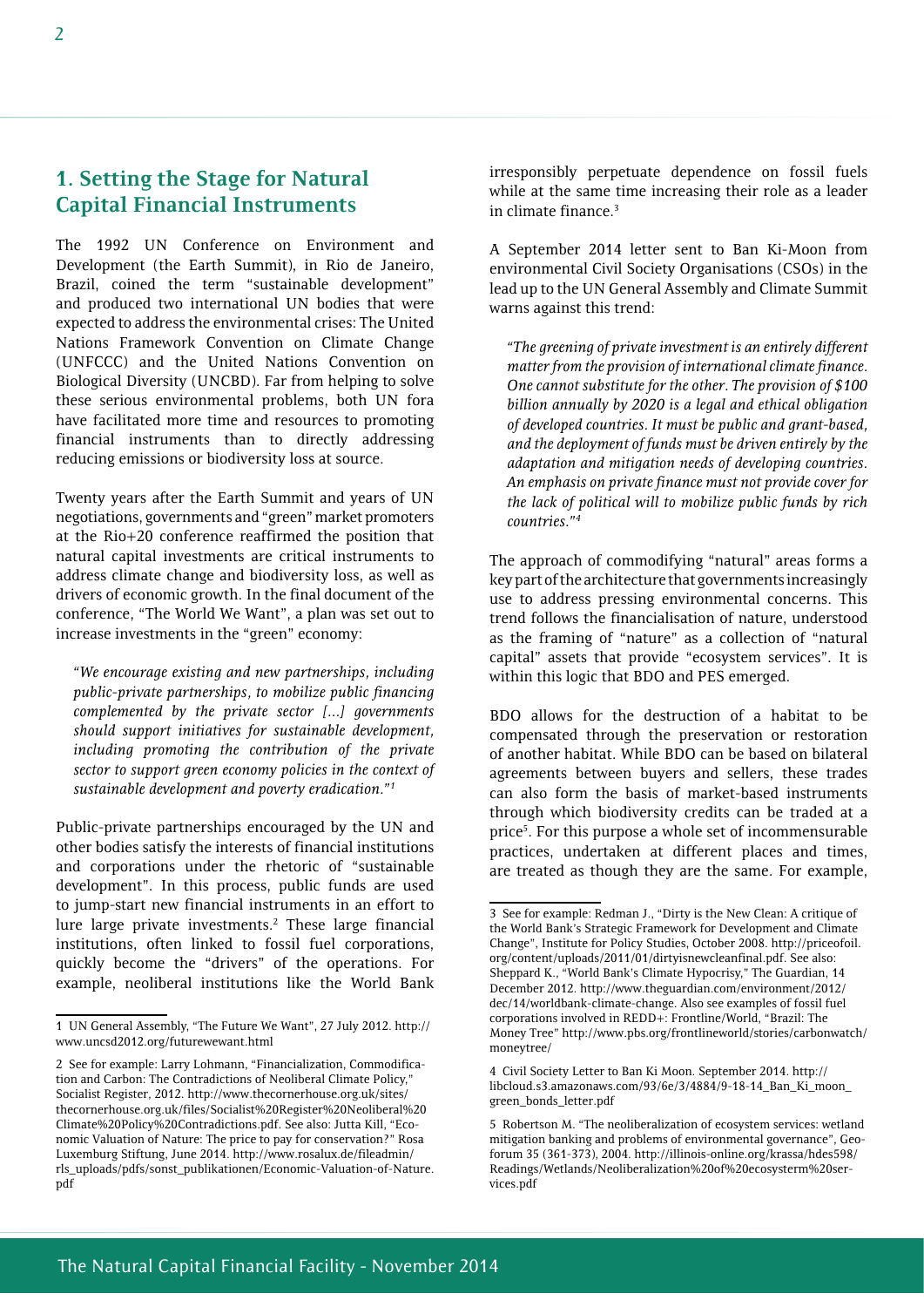## 1. Setting the Stage for Natural Capital Financial Instruments

The 1992 UN Conference on Environment and Development (the Earth Summit), in Rio de Janeiro, Brazil, coined the term "sustainable development" and produced two international UN bodies that were expected to address the environmental crises: The United Nations Framework Convention on Climate Change (UNFCCC) and the United Nations Convention on Biological Diversity (UNCBD). Far from helping to solve these serious environmental problems, both UN fora have facilitated more time and resources to promoting financial instruments than to directly addressing reducing emissions or biodiversity loss at source.

Twenty years after the Earth Summit and years of UN negotiations, governments and "green" market promoters at the Rio+20 conference reaffirmed the position that natural capital investments are critical instruments to address climate change and biodiversity loss, as well as drivers of economic growth. In the final document of the conference, "The World We Want", a plan was set out to increase investments in the "green" economy:

> *"We encourage existing and new partnerships, including public-private partnerships, to mobilize public financing complemented by the private sector [...] governments should support initiatives for sustainable development, including promoting the contribution of the private sector to support green economy policies in the context of sustainable development and poverty eradication."*[1]

Public-private partnerships encouraged by the UN and other bodies satisfy the interests of financial institutions and corporations under the rhetoric of "sustainable development". In this process, public funds are used to jump-start new financial instruments in an effort to lure large private investments.[2] These large financial institutions, often linked to fossil fuel corporations, quickly become the "drivers" of the operations. For example, neoliberal institutions like the World Bank irresponsibly perpetuate dependence on fossil fuels while at the same time increasing their role as a leader in climate finance.[3]

A September 2014 letter sent to Ban Ki-Moon from environmental Civil Society Organisations (CSOs) in the lead up to the UN General Assembly and Climate Summit warns against this trend:

> *"The greening of private investment is an entirely different matter from the provision of international climate finance. One cannot substitute for the other. The provision of $100 billion annually by 2020 is a legal and ethical obligation of developed countries. It must be public and grant-based, and the deployment of funds must be driven entirely by the adaptation and mitigation needs of developing countries. An emphasis on private finance must not provide cover for the lack of political will to mobilize public funds by rich countries."*[4]

The approach of commodifying "natural" areas forms a key part of the architecture that governments increasingly use to address pressing environmental concerns. This trend follows the financialisation of nature, understood as the framing of "nature" as a collection of "natural capital" assets that provide "ecosystem services". It is within this logic that BDO and PES emerged.

BDO allows for the destruction of a habitat to be compensated through the preservation or restoration of another habitat. While BDO can be based on bilateral agreements between buyers and sellers, these trades can also form the basis of market-based instruments through which biodiversity credits can be traded at a price[5]. For this purpose a whole set of incommensurable practices, undertaken at different places and times, are treated as though they are the same. For example,

---

1 UN General Assembly, "The Future We Want", 27 July 2012. http://www.uncsd2012.org/futurewewant.html

2 See for example: Larry Lohmann, "Financialization, Commodification and Carbon: The Contradictions of Neoliberal Climate Policy," Socialist Register, 2012. http://www.thecornerhouse.org.uk/sites/thecornerhouse.org.uk/files/Socialist%20Register%20Neoliberal%20Climate%20Policy%20Contradictions.pdf. See also: Jutta Kill, "Economic Valuation of Nature: The price to pay for conservation?" Rosa Luxemburg Stiftung, June 2014. http://www.rosalux.de/fileadmin/rls_uploads/pdfs/sonst_publikationen/Economic-Valuation-of-Nature.pdf

3 See for example: Redman J., "Dirty is the New Clean: A critique of the World Bank's Strategic Framework for Development and Climate Change", Institute for Policy Studies, October 2008. http://priceofoil.org/content/uploads/2011/01/dirtyisnewcleanfinal.pdf. See also: Sheppard K., "World Bank's Climate Hypocrisy," The Guardian, 14 December 2012. http://www.theguardian.com/environment/2012/dec/14/worldbank-climate-change. Also see examples of fossil fuel corporations involved in REDD+: Frontline/World, "Brazil: The Money Tree" http://www.pbs.org/frontlineworld/stories/carbonwatch/moneytree/

4 Civil Society Letter to Ban Ki Moon. September 2014. http://libcloud.s3.amazonaws.com/93/6e/3/4884/9-18-14_Ban_Ki_moon_green_bonds_letter.pdf

5 Robertson M. "The neoliberalization of ecosystem services: wetland mitigation banking and problems of environmental governance", Geoforum 35 (361-373), 2004. http://illinois-online.org/krassa/hdes598/Readings/Wetlands/Neoliberalization%20of%20ecosysterm%20services.pdf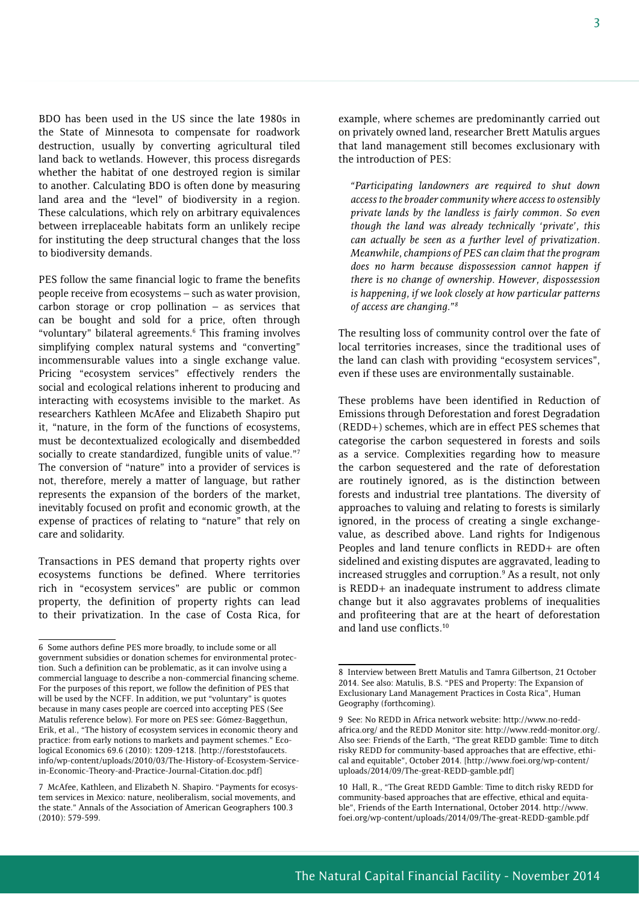BDO has been used in the US since the late 1980s in the State of Minnesota to compensate for roadwork destruction, usually by converting agricultural tiled land back to wetlands. However, this process disregards whether the habitat of one destroyed region is similar to another. Calculating BDO is often done by measuring land area and the "level" of biodiversity in a region. These calculations, which rely on arbitrary equivalences between irreplaceable habitats form an unlikely recipe for instituting the deep structural changes that the loss to biodiversity demands.

PES follow the same financial logic to frame the benefits people receive from ecosystems – such as water provision, carbon storage or crop pollination – as services that can be bought and sold for a price, often through "voluntary" bilateral agreements.[6] This framing involves simplifying complex natural systems and "converting" incommensurable values into a single exchange value. Pricing "ecosystem services" effectively renders the social and ecological relations inherent to producing and interacting with ecosystems invisible to the market. As researchers Kathleen McAfee and Elizabeth Shapiro put it, "nature, in the form of the functions of ecosystems, must be decontextualized ecologically and disembedded socially to create standardized, fungible units of value."[7] The conversion of "nature" into a provider of services is not, therefore, merely a matter of language, but rather represents the expansion of the borders of the market, inevitably focused on profit and economic growth, at the expense of practices of relating to "nature" that rely on care and solidarity.

Transactions in PES demand that property rights over ecosystems functions be defined. Where territories rich in "ecosystem services" are public or common property, the definition of property rights can lead to their privatization. In the case of Costa Rica, for example, where schemes are predominantly carried out on privately owned land, researcher Brett Matulis argues that land management still becomes exclusionary with the introduction of PES:

> *"Participating landowners are required to shut down access to the broader community where access to ostensibly private lands by the landless is fairly common. So even though the land was already technically 'private', this can actually be seen as a further level of privatization. Meanwhile, champions of PES can claim that the program does no harm because dispossession cannot happen if there is no change of ownership. However, dispossession is happening, if we look closely at how particular patterns of access are changing."*[8]

The resulting loss of community control over the fate of local territories increases, since the traditional uses of the land can clash with providing "ecosystem services", even if these uses are environmentally sustainable.

These problems have been identified in Reduction of Emissions through Deforestation and forest Degradation (REDD+) schemes, which are in effect PES schemes that categorise the carbon sequestered in forests and soils as a service. Complexities regarding how to measure the carbon sequestered and the rate of deforestation are routinely ignored, as is the distinction between forests and industrial tree plantations. The diversity of approaches to valuing and relating to forests is similarly ignored, in the process of creating a single exchange-value, as described above. Land rights for Indigenous Peoples and land tenure conflicts in REDD+ are often sidelined and existing disputes are aggravated, leading to increased struggles and corruption.[9] As a result, not only is REDD+ an inadequate instrument to address climate change but it also aggravates problems of inequalities and profiteering that are at the heart of deforestation and land use conflicts.[10]

---

6 Some authors define PES more broadly, to include some or all government subsidies or donation schemes for environmental protection. Such a definition can be problematic, as it can involve using a commercial language to describe a non-commercial financing scheme. For the purposes of this report, we follow the definition of PES that will be used by the NCFF. In addition, we put "voluntary" is quotes because in many cases people are coerced into accepting PES (See Matulis reference below). For more on PES see: Gómez-Baggethun, Erik, et al., "The history of ecosystem services in economic theory and practice: from early notions to markets and payment schemes." Ecological Economics 69.6 (2010): 1209-1218. [http://foreststofaucets.info/wp-content/uploads/2010/03/The-History-of-Ecosystem-Service-in-Economic-Theory-and-Practice-Journal-Citation.doc.pdf]

7 McAfee, Kathleen, and Elizabeth N. Shapiro. "Payments for ecosystem services in Mexico: nature, neoliberalism, social movements, and the state." Annals of the Association of American Geographers 100.3 (2010): 579-599.

8 Interview between Brett Matulis and Tamra Gilbertson, 21 October 2014. See also: Matulis, B.S. "PES and Property: The Expansion of Exclusionary Land Management Practices in Costa Rica", Human Geography (forthcoming).

9 See: No REDD in Africa network website: http://www.no-redd-africa.org/ and the REDD Monitor site: http://www.redd-monitor.org/. Also see: Friends of the Earth, "The great REDD gamble: Time to ditch risky REDD for community-based approaches that are effective, ethical and equitable", October 2014. [http://www.foei.org/wp-content/uploads/2014/09/The-great-REDD-gamble.pdf]

10 Hall, R., "The Great REDD Gamble: Time to ditch risky REDD for community-based approaches that are effective, ethical and equitable", Friends of the Earth International, October 2014. http://www.foei.org/wp-content/uploads/2014/09/The-great-REDD-gamble.pdf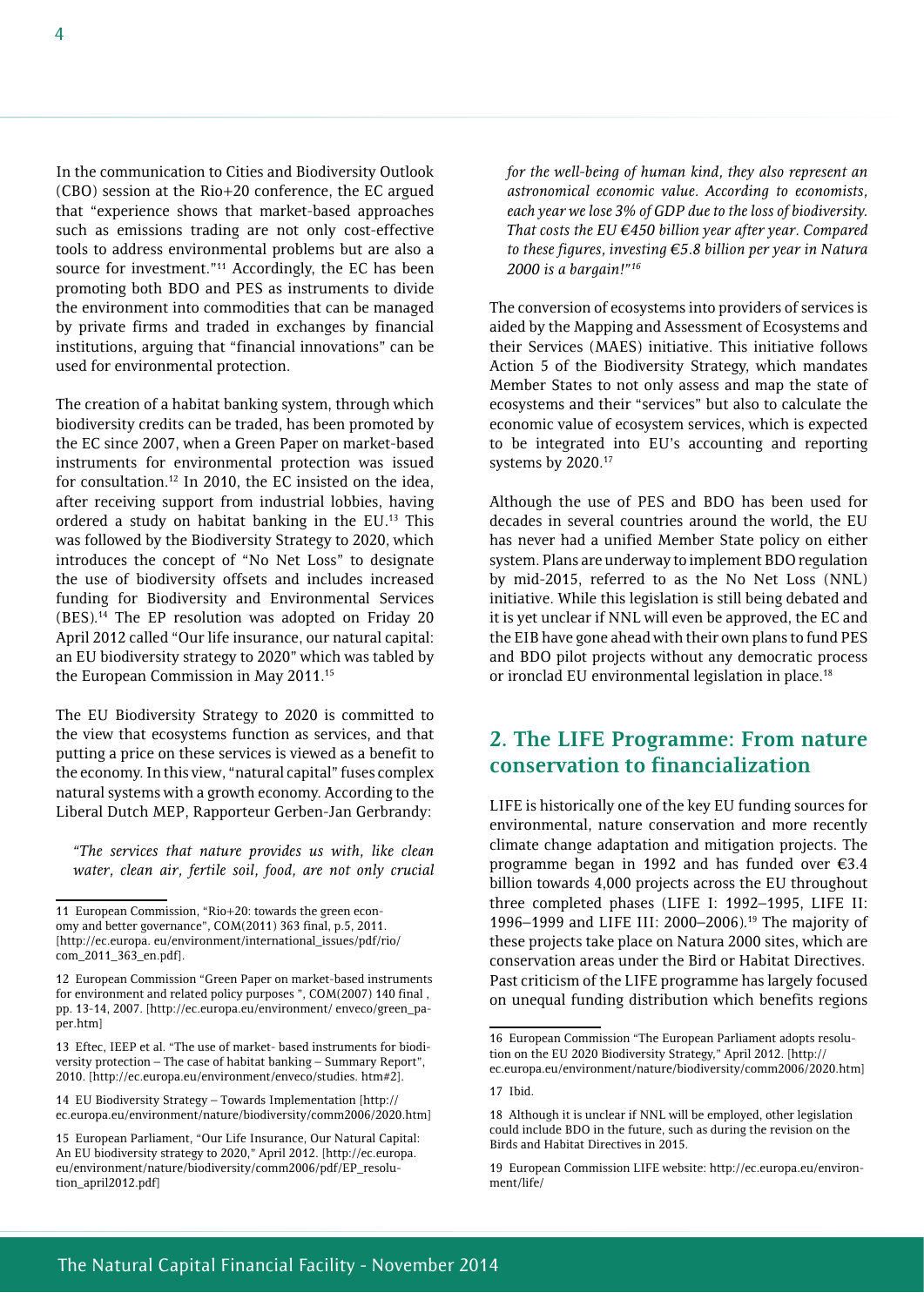In the communication to Cities and Biodiversity Outlook (CBO) session at the Rio+20 conference, the EC argued that "experience shows that market-based approaches such as emissions trading are not only cost-effective tools to address environmental problems but are also a source for investment."[11] Accordingly, the EC has been promoting both BDO and PES as instruments to divide the environment into commodities that can be managed by private firms and traded in exchanges by financial institutions, arguing that "financial innovations" can be used for environmental protection.

The creation of a habitat banking system, through which biodiversity credits can be traded, has been promoted by the EC since 2007, when a Green Paper on market-based instruments for environmental protection was issued for consultation.[12] In 2010, the EC insisted on the idea, after receiving support from industrial lobbies, having ordered a study on habitat banking in the EU.[13] This was followed by the Biodiversity Strategy to 2020, which introduces the concept of "No Net Loss" to designate the use of biodiversity offsets and includes increased funding for Biodiversity and Environmental Services (BES).[14] The EP resolution was adopted on Friday 20 April 2012 called "Our life insurance, our natural capital: an EU biodiversity strategy to 2020" which was tabled by the European Commission in May 2011.[15]

The EU Biodiversity Strategy to 2020 is committed to the view that ecosystems function as services, and that putting a price on these services is viewed as a benefit to the economy. In this view, "natural capital" fuses complex natural systems with a growth economy. According to the Liberal Dutch MEP, Rapporteur Gerben-Jan Gerbrandy:

> *"The services that nature provides us with, like clean water, clean air, fertile soil, food, are not only crucial for the well-being of human kind, they also represent an astronomical economic value. According to economists, each year we lose 3% of GDP due to the loss of biodiversity. That costs the EU €450 billion year after year. Compared to these figures, investing €5.8 billion per year in Natura 2000 is a bargain!"*[16]

The conversion of ecosystems into providers of services is aided by the Mapping and Assessment of Ecosystems and their Services (MAES) initiative. This initiative follows Action 5 of the Biodiversity Strategy, which mandates Member States to not only assess and map the state of ecosystems and their "services" but also to calculate the economic value of ecosystem services, which is expected to be integrated into EU's accounting and reporting systems by 2020.[17]

Although the use of PES and BDO has been used for decades in several countries around the world, the EU has never had a unified Member State policy on either system. Plans are underway to implement BDO regulation by mid-2015, referred to as the No Net Loss (NNL) initiative. While this legislation is still being debated and it is yet unclear if NNL will even be approved, the EC and the EIB have gone ahead with their own plans to fund PES and BDO pilot projects without any democratic process or ironclad EU environmental legislation in place.[18]

## 2. The LIFE Programme: From nature conservation to financialization

LIFE is historically one of the key EU funding sources for environmental, nature conservation and more recently climate change adaptation and mitigation projects. The programme began in 1992 and has funded over €3.4 billion towards 4,000 projects across the EU throughout three completed phases (LIFE I: 1992–1995, LIFE II: 1996–1999 and LIFE III: 2000–2006).[19] The majority of these projects take place on Natura 2000 sites, which are conservation areas under the Bird or Habitat Directives. Past criticism of the LIFE programme has largely focused on unequal funding distribution which benefits regions

---

11 European Commission, "Rio+20: towards the green economy and better governance", COM(2011) 363 final, p.5, 2011. [http://ec.europa. eu/environment/international_issues/pdf/rio/com_2011_363_en.pdf].

12 European Commission "Green Paper on market-based instruments for environment and related policy purposes ", COM(2007) 140 final , pp. 13-14, 2007. [http://ec.europa.eu/environment/ enveco/green_paper.htm]

13 Eftec, IEEP et al. "The use of market- based instruments for biodiversity protection – The case of habitat banking – Summary Report", 2010. [http://ec.europa.eu/environment/enveco/studies. htm#2].

14 EU Biodiversity Strategy – Towards Implementation [http://ec.europa.eu/environment/nature/biodiversity/comm2006/2020.htm]

15 European Parliament, "Our Life Insurance, Our Natural Capital: An EU biodiversity strategy to 2020," April 2012. [http://ec.europa.eu/environment/nature/biodiversity/comm2006/pdf/EP_resolution_april2012.pdf]

16 European Commission "The European Parliament adopts resolution on the EU 2020 Biodiversity Strategy," April 2012. [http://ec.europa.eu/environment/nature/biodiversity/comm2006/2020.htm]

17 Ibid.

18 Although it is unclear if NNL will be employed, other legislation could include BDO in the future, such as during the revision on the Birds and Habitat Directives in 2015.

19 European Commission LIFE website: http://ec.europa.eu/environment/life/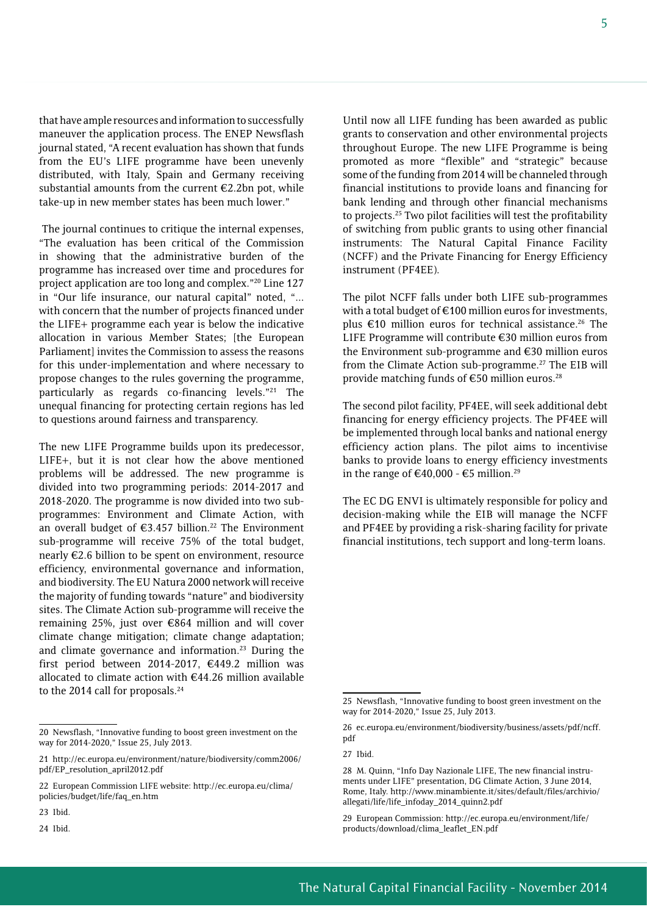that have ample resources and information to successfully maneuver the application process. The ENEP Newsflash journal stated, "A recent evaluation has shown that funds from the EU's LIFE programme have been unevenly distributed, with Italy, Spain and Germany receiving substantial amounts from the current €2.2bn pot, while take-up in new member states has been much lower."

The journal continues to critique the internal expenses, "The evaluation has been critical of the Commission in showing that the administrative burden of the programme has increased over time and procedures for project application are too long and complex."[20] Line 127 in "Our life insurance, our natural capital" noted, "… with concern that the number of projects financed under the LIFE+ programme each year is below the indicative allocation in various Member States; [the European Parliament] invites the Commission to assess the reasons for this under-implementation and where necessary to propose changes to the rules governing the programme, particularly as regards co-financing levels."[21] The unequal financing for protecting certain regions has led to questions around fairness and transparency.

The new LIFE Programme builds upon its predecessor, LIFE+, but it is not clear how the above mentioned problems will be addressed. The new programme is divided into two programming periods: 2014-2017 and 2018-2020. The programme is now divided into two sub-programmes: Environment and Climate Action, with an overall budget of €3.457 billion.[22] The Environment sub-programme will receive 75% of the total budget, nearly €2.6 billion to be spent on environment, resource efficiency, environmental governance and information, and biodiversity. The EU Natura 2000 network will receive the majority of funding towards "nature" and biodiversity sites. The Climate Action sub-programme will receive the remaining 25%, just over €864 million and will cover climate change mitigation; climate change adaptation; and climate governance and information.[23] During the first period between 2014-2017, €449.2 million was allocated to climate action with €44.26 million available to the 2014 call for proposals.[24]

Until now all LIFE funding has been awarded as public grants to conservation and other environmental projects throughout Europe. The new LIFE Programme is being promoted as more "flexible" and "strategic" because some of the funding from 2014 will be channeled through financial institutions to provide loans and financing for bank lending and through other financial mechanisms to projects.[25] Two pilot facilities will test the profitability of switching from public grants to using other financial instruments: The Natural Capital Finance Facility (NCFF) and the Private Financing for Energy Efficiency instrument (PF4EE).

The pilot NCFF falls under both LIFE sub-programmes with a total budget of €100 million euros for investments, plus €10 million euros for technical assistance.[26] The LIFE Programme will contribute €30 million euros from the Environment sub-programme and €30 million euros from the Climate Action sub-programme.[27] The EIB will provide matching funds of €50 million euros.[28]

The second pilot facility, PF4EE, will seek additional debt financing for energy efficiency projects. The PF4EE will be implemented through local banks and national energy efficiency action plans. The pilot aims to incentivise banks to provide loans to energy efficiency investments in the range of €40,000 - €5 million.[29]

The EC DG ENVI is ultimately responsible for policy and decision-making while the EIB will manage the NCFF and PF4EE by providing a risk-sharing facility for private financial institutions, tech support and long-term loans.

---

20 Newsflash, "Innovative funding to boost green investment on the way for 2014-2020," Issue 25, July 2013.

21 http://ec.europa.eu/environment/nature/biodiversity/comm2006/pdf/EP_resolution_april2012.pdf

22 European Commission LIFE website: http://ec.europa.eu/clima/policies/budget/life/faq_en.htm

23 Ibid.

24 Ibid.

25 Newsflash, "Innovative funding to boost green investment on the way for 2014-2020," Issue 25, July 2013.

26 ec.europa.eu/environment/biodiversity/business/assets/pdf/ncff.pdf

27 Ibid.

28 M. Quinn, "Info Day Nazionale LIFE, The new financial instruments under LIFE" presentation, DG Climate Action, 3 June 2014, Rome, Italy. http://www.minambiente.it/sites/default/files/archivio/allegati/life/life_infoday_2014_quinn2.pdf

29 European Commission: http://ec.europa.eu/environment/life/products/download/clima_leaflet_EN.pdf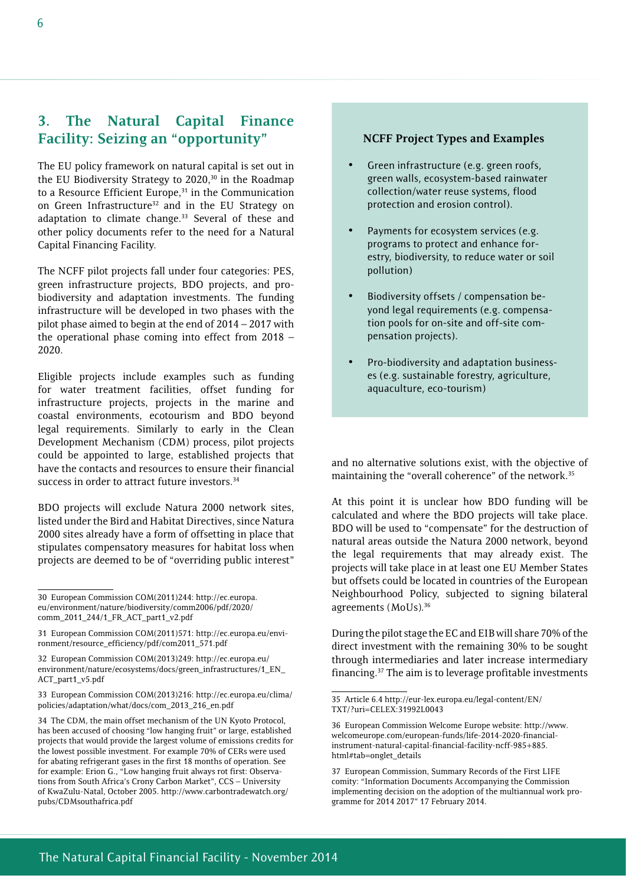## 3. The Natural Capital Finance Facility: Seizing an "opportunity"

The EU policy framework on natural capital is set out in the EU Biodiversity Strategy to 2020,[30] in the Roadmap to a Resource Efficient Europe,[31] in the Communication on Green Infrastructure[32] and in the EU Strategy on adaptation to climate change.[33] Several of these and other policy documents refer to the need for a Natural Capital Financing Facility.

The NCFF pilot projects fall under four categories: PES, green infrastructure projects, BDO projects, and pro-biodiversity and adaptation investments. The funding infrastructure will be developed in two phases with the pilot phase aimed to begin at the end of 2014 – 2017 with the operational phase coming into effect from 2018 – 2020.

Eligible projects include examples such as funding for water treatment facilities, offset funding for infrastructure projects, projects in the marine and coastal environments, ecotourism and BDO beyond legal requirements. Similarly to early in the Clean Development Mechanism (CDM) process, pilot projects could be appointed to large, established projects that have the contacts and resources to ensure their financial success in order to attract future investors.[34]

BDO projects will exclude Natura 2000 network sites, listed under the Bird and Habitat Directives, since Natura 2000 sites already have a form of offsetting in place that stipulates compensatory measures for habitat loss when projects are deemed to be of "overriding public interest" and no alternative solutions exist, with the objective of maintaining the "overall coherence" of the network.[35]

> **NCFF Project Types and Examples**
>
> - Green infrastructure (e.g. green roofs, green walls, ecosystem-based rainwater collection/water reuse systems, flood protection and erosion control).
> - Payments for ecosystem services (e.g. programs to protect and enhance forestry, biodiversity, to reduce water or soil pollution)
> - Biodiversity offsets / compensation beyond legal requirements (e.g. compensation pools for on-site and off-site compensation projects).
> - Pro-biodiversity and adaptation businesses (e.g. sustainable forestry, agriculture, aquaculture, eco-tourism)

At this point it is unclear how BDO funding will be calculated and where the BDO projects will take place. BDO will be used to "compensate" for the destruction of natural areas outside the Natura 2000 network, beyond the legal requirements that may already exist. The projects will take place in at least one EU Member States but offsets could be located in countries of the European Neighbourhood Policy, subjected to signing bilateral agreements (MoUs).[36]

During the pilot stage the EC and EIB will share 70% of the direct investment with the remaining 30% to be sought through intermediaries and later increase intermediary financing.[37] The aim is to leverage profitable investments

---

30 European Commission COM(2011)244: http://ec.europa.eu/environment/nature/biodiversity/comm2006/pdf/2020/comm_2011_244/1_FR_ACT_part1_v2.pdf

31 European Commission COM(2011)571: http://ec.europa.eu/environment/resource_efficiency/pdf/com2011_571.pdf

32 European Commission COM(2013)249: http://ec.europa.eu/environment/nature/ecosystems/docs/green_infrastructures/1_EN_ACT_part1_v5.pdf

33 European Commission COM(2013)216: http://ec.europa.eu/clima/policies/adaptation/what/docs/com_2013_216_en.pdf

34 The CDM, the main offset mechanism of the UN Kyoto Protocol, has been accused of choosing "low hanging fruit" or large, established projects that would provide the largest volume of emissions credits for the lowest possible investment. For example 70% of CERs were used for abating refrigerant gases in the first 18 months of operation. See for example: Erion G., "Low hanging fruit always rot first: Observations from South Africa's Crony Carbon Market", CCS – University of KwaZulu-Natal, October 2005. http://www.carbontradewatch.org/pubs/CDMsouthafrica.pdf

35 Article 6.4 http://eur-lex.europa.eu/legal-content/EN/TXT/?uri=CELEX:31992L0043

36 European Commission Welcome Europe website: http://www.welcomeurope.com/european-funds/life-2014-2020-financial-instrument-natural-capital-financial-facility-ncff-985+885.html#tab=onglet_details

37 European Commission, Summary Records of the First LIFE comity: "Information Documents Accompanying the Commission implementing decision on the adoption of the multiannual work programme for 2014 2017" 17 February 2014.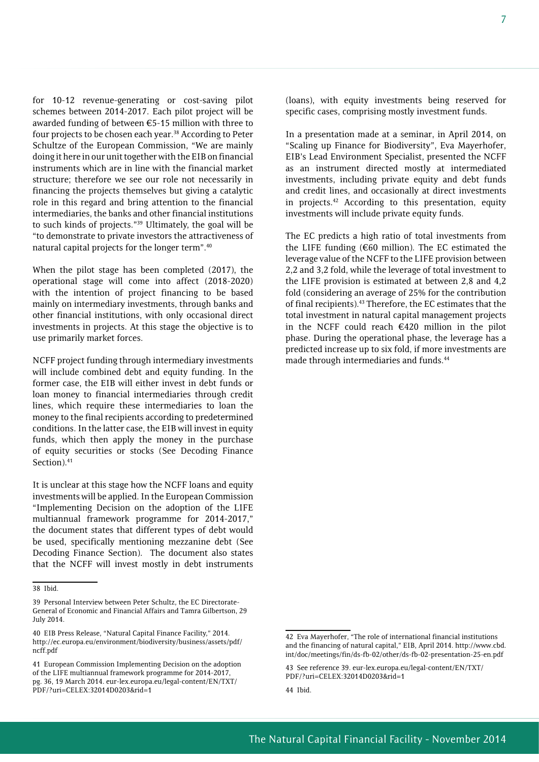for 10-12 revenue-generating or cost-saving pilot schemes between 2014-2017. Each pilot project will be awarded funding of between €5-15 million with three to four projects to be chosen each year.[38] According to Peter Schultze of the European Commission, "We are mainly doing it here in our unit together with the EIB on financial instruments which are in line with the financial market structure; therefore we see our role not necessarily in financing the projects themselves but giving a catalytic role in this regard and bring attention to the financial intermediaries, the banks and other financial institutions to such kinds of projects."[39] Ultimately, the goal will be "to demonstrate to private investors the attractiveness of natural capital projects for the longer term".[40]

When the pilot stage has been completed (2017), the operational stage will come into affect (2018-2020) with the intention of project financing to be based mainly on intermediary investments, through banks and other financial institutions, with only occasional direct investments in projects. At this stage the objective is to use primarily market forces.

NCFF project funding through intermediary investments will include combined debt and equity funding. In the former case, the EIB will either invest in debt funds or loan money to financial intermediaries through credit lines, which require these intermediaries to loan the money to the final recipients according to predetermined conditions. In the latter case, the EIB will invest in equity funds, which then apply the money in the purchase of equity securities or stocks (See Decoding Finance Section).[41]

It is unclear at this stage how the NCFF loans and equity investments will be applied. In the European Commission "Implementing Decision on the adoption of the LIFE multiannual framework programme for 2014-2017," the document states that different types of debt would be used, specifically mentioning mezzanine debt (See Decoding Finance Section). The document also states that the NCFF will invest mostly in debt instruments (loans), with equity investments being reserved for specific cases, comprising mostly investment funds.

In a presentation made at a seminar, in April 2014, on "Scaling up Finance for Biodiversity", Eva Mayerhofer, EIB's Lead Environment Specialist, presented the NCFF as an instrument directed mostly at intermediated investments, including private equity and debt funds and credit lines, and occasionally at direct investments in projects.[42] According to this presentation, equity investments will include private equity funds.

The EC predicts a high ratio of total investments from the LIFE funding (€60 million). The EC estimated the leverage value of the NCFF to the LIFE provision between 2,2 and 3,2 fold, while the leverage of total investment to the LIFE provision is estimated at between 2,8 and 4,2 fold (considering an average of 25% for the contribution of final recipients).[43] Therefore, the EC estimates that the total investment in natural capital management projects in the NCFF could reach €420 million in the pilot phase. During the operational phase, the leverage has a predicted increase up to six fold, if more investments are made through intermediaries and funds.[44]

---

38 Ibid.

39 Personal Interview between Peter Schultz, the EC Directorate-General of Economic and Financial Affairs and Tamra Gilbertson, 29 July 2014.

40 EIB Press Release, "Natural Capital Finance Facility," 2014. http://ec.europa.eu/environment/biodiversity/business/assets/pdf/ncff.pdf

41 European Commission Implementing Decision on the adoption of the LIFE multiannual framework programme for 2014-2017, pg. 36, 19 March 2014. eur-lex.europa.eu/legal-content/EN/TXT/PDF/?uri=CELEX:32014D0203&rid=1

42 Eva Mayerhofer, "The role of international financial institutions and the financing of natural capital," EIB, April 2014. http://www.cbd.int/doc/meetings/fin/ds-fb-02/other/ds-fb-02-presentation-25-en.pdf

43 See reference 39. eur-lex.europa.eu/legal-content/EN/TXT/PDF/?uri=CELEX:32014D0203&rid=1

44 Ibid.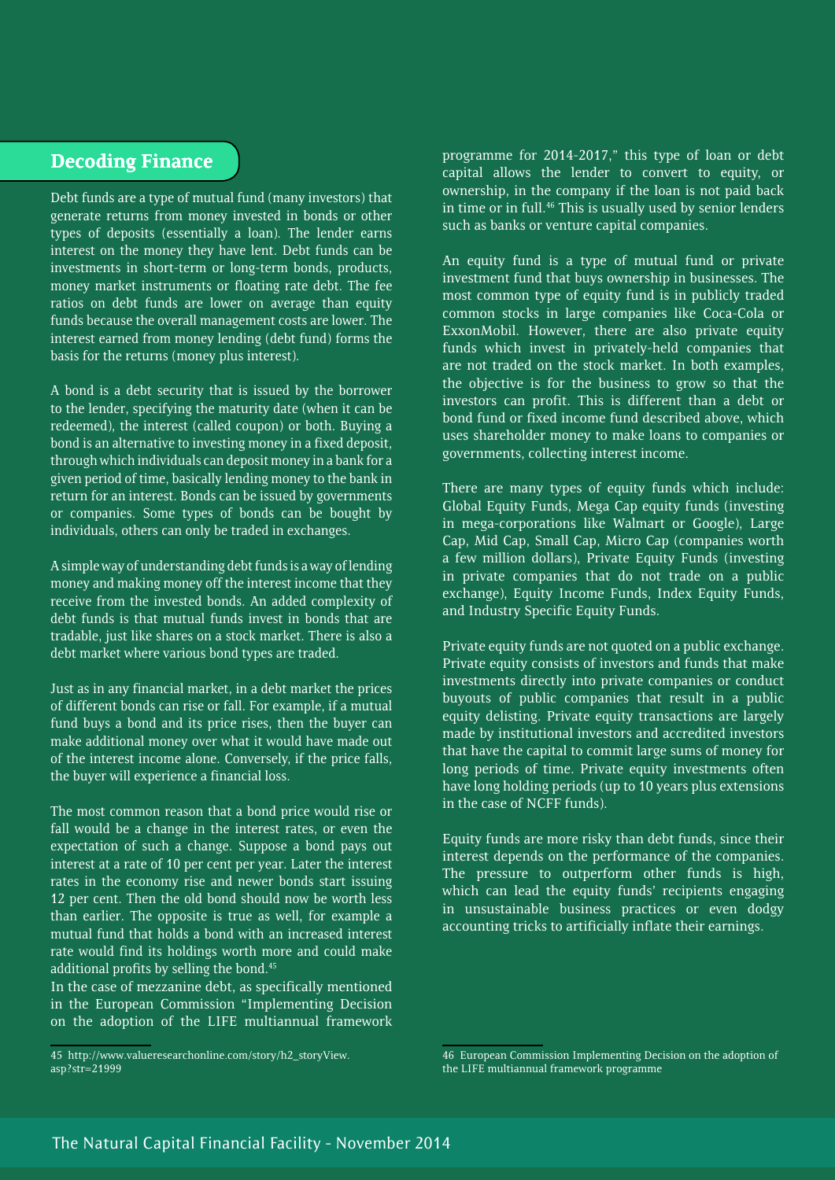## Decoding Finance

Debt funds are a type of mutual fund (many investors) that generate returns from money invested in bonds or other types of deposits (essentially a loan). The lender earns interest on the money they have lent. Debt funds can be investments in short-term or long-term bonds, products, money market instruments or floating rate debt. The fee ratios on debt funds are lower on average than equity funds because the overall management costs are lower. The interest earned from money lending (debt fund) forms the basis for the returns (money plus interest).

A bond is a debt security that is issued by the borrower to the lender, specifying the maturity date (when it can be redeemed), the interest (called coupon) or both. Buying a bond is an alternative to investing money in a fixed deposit, through which individuals can deposit money in a bank for a given period of time, basically lending money to the bank in return for an interest. Bonds can be issued by governments or companies. Some types of bonds can be bought by individuals, others can only be traded in exchanges.

A simple way of understanding debt funds is a way of lending money and making money off the interest income that they receive from the invested bonds. An added complexity of debt funds is that mutual funds invest in bonds that are tradable, just like shares on a stock market. There is also a debt market where various bond types are traded.

Just as in any financial market, in a debt market the prices of different bonds can rise or fall. For example, if a mutual fund buys a bond and its price rises, then the buyer can make additional money over what it would have made out of the interest income alone. Conversely, if the price falls, the buyer will experience a financial loss.

The most common reason that a bond price would rise or fall would be a change in the interest rates, or even the expectation of such a change. Suppose a bond pays out interest at a rate of 10 per cent per year. Later the interest rates in the economy rise and newer bonds start issuing 12 per cent. Then the old bond should now be worth less than earlier. The opposite is true as well, for example a mutual fund that holds a bond with an increased interest rate would find its holdings worth more and could make additional profits by selling the bond.[45]

In the case of mezzanine debt, as specifically mentioned in the European Commission "Implementing Decision on the adoption of the LIFE multiannual framework programme for 2014-2017," this type of loan or debt capital allows the lender to convert to equity, or ownership, in the company if the loan is not paid back in time or in full.[46] This is usually used by senior lenders such as banks or venture capital companies.

An equity fund is a type of mutual fund or private investment fund that buys ownership in businesses. The most common type of equity fund is in publicly traded common stocks in large companies like Coca-Cola or ExxonMobil. However, there are also private equity funds which invest in privately-held companies that are not traded on the stock market. In both examples, the objective is for the business to grow so that the investors can profit. This is different than a debt or bond fund or fixed income fund described above, which uses shareholder money to make loans to companies or governments, collecting interest income.

There are many types of equity funds which include: Global Equity Funds, Mega Cap equity funds (investing in mega-corporations like Walmart or Google), Large Cap, Mid Cap, Small Cap, Micro Cap (companies worth a few million dollars), Private Equity Funds (investing in private companies that do not trade on a public exchange), Equity Income Funds, Index Equity Funds, and Industry Specific Equity Funds.

Private equity funds are not quoted on a public exchange. Private equity consists of investors and funds that make investments directly into private companies or conduct buyouts of public companies that result in a public equity delisting. Private equity transactions are largely made by institutional investors and accredited investors that have the capital to commit large sums of money for long periods of time. Private equity investments often have long holding periods (up to 10 years plus extensions in the case of NCFF funds).

Equity funds are more risky than debt funds, since their interest depends on the performance of the companies. The pressure to outperform other funds is high, which can lead the equity funds' recipients engaging in unsustainable business practices or even dodgy accounting tricks to artificially inflate their earnings.

---

45 http://www.valueresearchonline.com/story/h2_storyView.asp?str=21999

46 European Commission Implementing Decision on the adoption of the LIFE multiannual framework programme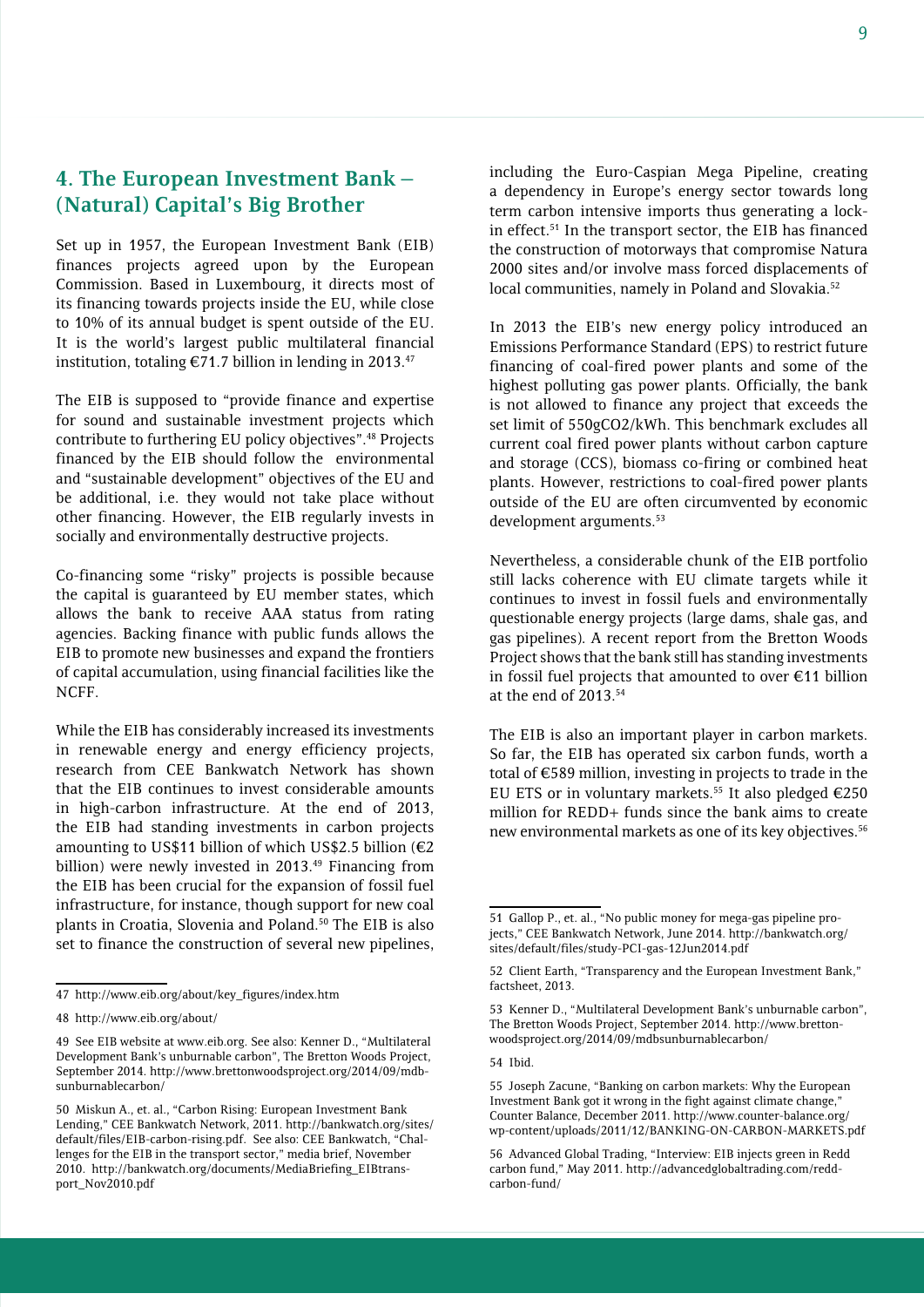## 4. The European Investment Bank – (Natural) Capital's Big Brother

Set up in 1957, the European Investment Bank (EIB) finances projects agreed upon by the European Commission. Based in Luxembourg, it directs most of its financing towards projects inside the EU, while close to 10% of its annual budget is spent outside of the EU. It is the world's largest public multilateral financial institution, totaling €71.7 billion in lending in 2013.[47]

The EIB is supposed to "provide finance and expertise for sound and sustainable investment projects which contribute to furthering EU policy objectives".[48] Projects financed by the EIB should follow the environmental and "sustainable development" objectives of the EU and be additional, i.e. they would not take place without other financing. However, the EIB regularly invests in socially and environmentally destructive projects.

Co-financing some "risky" projects is possible because the capital is guaranteed by EU member states, which allows the bank to receive AAA status from rating agencies. Backing finance with public funds allows the EIB to promote new businesses and expand the frontiers of capital accumulation, using financial facilities like the NCFF.

While the EIB has considerably increased its investments in renewable energy and energy efficiency projects, research from CEE Bankwatch Network has shown that the EIB continues to invest considerable amounts in high-carbon infrastructure. At the end of 2013, the EIB had standing investments in carbon projects amounting to US$11 billion of which US$2.5 billion (€2 billion) were newly invested in 2013.[49] Financing from the EIB has been crucial for the expansion of fossil fuel infrastructure, for instance, though support for new coal plants in Croatia, Slovenia and Poland.[50] The EIB is also set to finance the construction of several new pipelines, including the Euro-Caspian Mega Pipeline, creating a dependency in Europe's energy sector towards long term carbon intensive imports thus generating a lock-in effect.[51] In the transport sector, the EIB has financed the construction of motorways that compromise Natura 2000 sites and/or involve mass forced displacements of local communities, namely in Poland and Slovakia.[52]

In 2013 the EIB's new energy policy introduced an Emissions Performance Standard (EPS) to restrict future financing of coal-fired power plants and some of the highest polluting gas power plants. Officially, the bank is not allowed to finance any project that exceeds the set limit of 550g$CO_2$/kWh. This benchmark excludes all current coal fired power plants without carbon capture and storage (CCS), biomass co-firing or combined heat plants. However, restrictions to coal-fired power plants outside of the EU are often circumvented by economic development arguments.[53]

Nevertheless, a considerable chunk of the EIB portfolio still lacks coherence with EU climate targets while it continues to invest in fossil fuels and environmentally questionable energy projects (large dams, shale gas, and gas pipelines). A recent report from the Bretton Woods Project shows that the bank still has standing investments in fossil fuel projects that amounted to over €11 billion at the end of 2013.[54]

The EIB is also an important player in carbon markets. So far, the EIB has operated six carbon funds, worth a total of €589 million, investing in projects to trade in the EU ETS or in voluntary markets.[55] It also pledged €250 million for REDD+ funds since the bank aims to create new environmental markets as one of its key objectives.[56]

---

47 http://www.eib.org/about/key_figures/index.htm

48 http://www.eib.org/about/

49 See EIB website at www.eib.org. See also: Kenner D., "Multilateral Development Bank's unburnable carbon", The Bretton Woods Project, September 2014. http://www.brettonwoodsproject.org/2014/09/mdbsunburnablecarbon/

50 Miskun A., et. al., "Carbon Rising: European Investment Bank Lending," CEE Bankwatch Network, 2011. http://bankwatch.org/sites/default/files/EIB-carbon-rising.pdf. See also: CEE Bankwatch, "Challenges for the EIB in the transport sector," media brief, November 2010. http://bankwatch.org/documents/MediaBriefing_EIBtransport_Nov2010.pdf

51 Gallop P., et. al., "No public money for mega-gas pipeline projects," CEE Bankwatch Network, June 2014. http://bankwatch.org/sites/default/files/study-PCI-gas-12Jun2014.pdf

52 Client Earth, "Transparency and the European Investment Bank," factsheet, 2013.

53 Kenner D., "Multilateral Development Bank's unburnable carbon", The Bretton Woods Project, September 2014. http://www.brettonwoodsproject.org/2014/09/mdbsunburnablecarbon/

54 Ibid.

55 Joseph Zacune, "Banking on carbon markets: Why the European Investment Bank got it wrong in the fight against climate change," Counter Balance, December 2011. http://www.counter-balance.org/wp-content/uploads/2011/12/BANKING-ON-CARBON-MARKETS.pdf

56 Advanced Global Trading, "Interview: EIB injects green in Redd carbon fund," May 2011. http://advancedglobaltrading.com/redd-carbon-fund/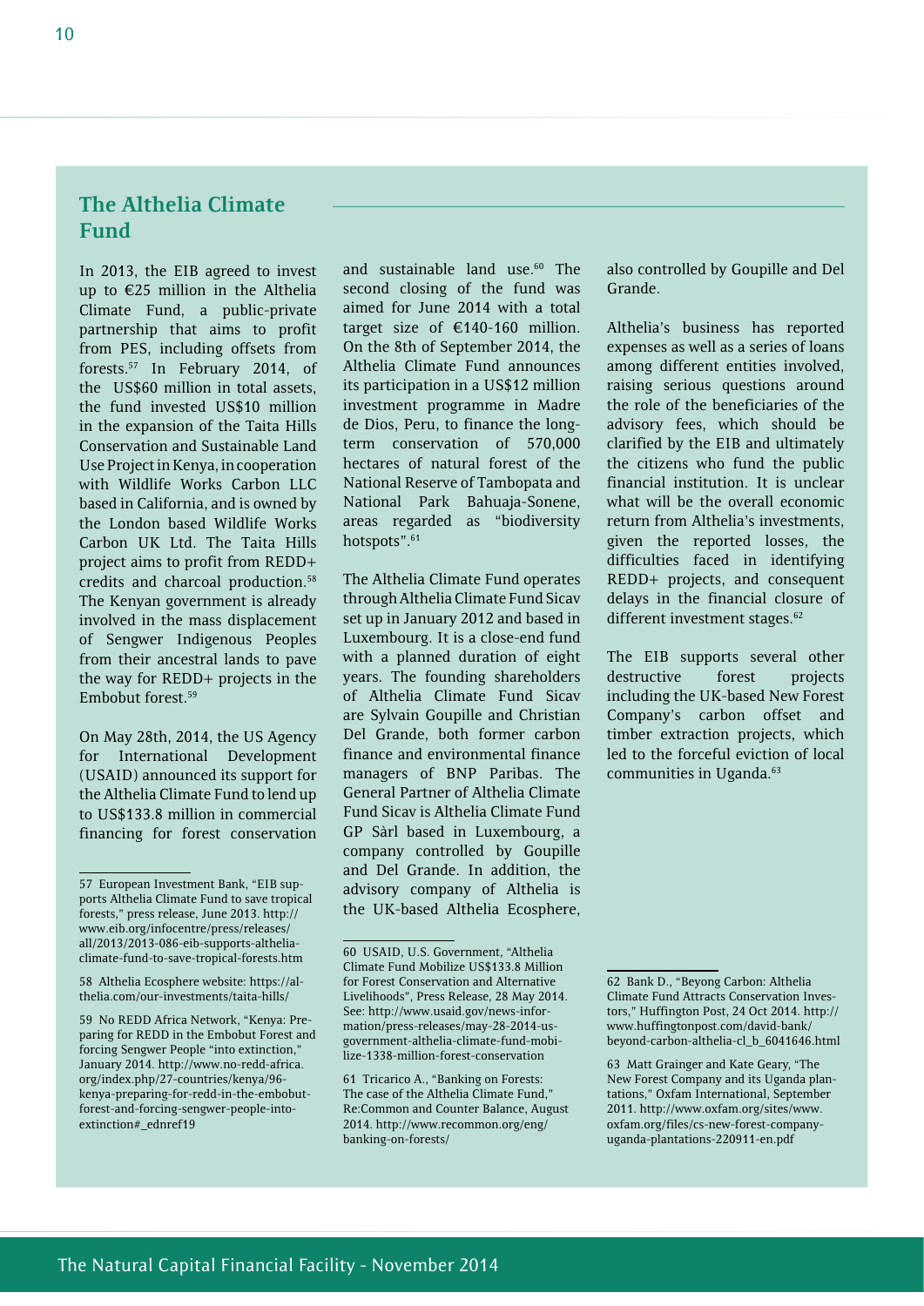## The Althelia Climate Fund

In 2013, the EIB agreed to invest up to €25 million in the Althelia Climate Fund, a public-private partnership that aims to profit from PES, including offsets from forests.[57] In February 2014, of the US$60 million in total assets, the fund invested US$10 million in the expansion of the Taita Hills Conservation and Sustainable Land Use Project in Kenya, in cooperation with Wildlife Works Carbon LLC based in California, and is owned by the London based Wildlife Works Carbon UK Ltd. The Taita Hills project aims to profit from REDD+ credits and charcoal production.[58] The Kenyan government is already involved in the mass displacement of Sengwer Indigenous Peoples from their ancestral lands to pave the way for REDD+ projects in the Embobut forest.[59]

On May 28th, 2014, the US Agency for International Development (USAID) announced its support for the Althelia Climate Fund to lend up to US$133.8 million in commercial financing for forest conservation and sustainable land use.[60] The second closing of the fund was aimed for June 2014 with a total target size of €140-160 million. On the 8th of September 2014, the Althelia Climate Fund announces its participation in a US$12 million investment programme in Madre de Dios, Peru, to finance the long-term conservation of 570,000 hectares of natural forest of the National Reserve of Tambopata and National Park Bahuaja-Sonene, areas regarded as "biodiversity hotspots".[61]

The Althelia Climate Fund operates through Althelia Climate Fund Sicav set up in January 2012 and based in Luxembourg. It is a close-end fund with a planned duration of eight years. The founding shareholders of Althelia Climate Fund Sicav are Sylvain Goupille and Christian Del Grande, both former carbon finance and environmental finance managers of BNP Paribas. The General Partner of Althelia Climate Fund Sicav is Althelia Climate Fund GP Sàrl based in Luxembourg, a company controlled by Goupille and Del Grande. In addition, the advisory company of Althelia is the UK-based Althelia Ecosphere, also controlled by Goupille and Del Grande.

Althelia's business has reported expenses as well as a series of loans among different entities involved, raising serious questions around the role of the beneficiaries of the advisory fees, which should be clarified by the EIB and ultimately the citizens who fund the public financial institution. It is unclear what will be the overall economic return from Althelia's investments, given the reported losses, the difficulties faced in identifying REDD+ projects, and consequent delays in the financial closure of different investment stages.[62]

The EIB supports several other destructive forest projects including the UK-based New Forest Company's carbon offset and timber extraction projects, which led to the forceful eviction of local communities in Uganda.[63]

---

57 European Investment Bank, "EIB supports Althelia Climate Fund to save tropical forests," press release, June 2013. http://www.eib.org/infocentre/press/releases/all/2013/2013-086-eib-supports-althelia-climate-fund-to-save-tropical-forests.htm

58 Althelia Ecosphere website: https://althelia.com/our-investments/taita-hills/

59 No REDD Africa Network, "Kenya: Preparing for REDD in the Embobut Forest and forcing Sengwer People "into extinction," January 2014. http://www.no-redd-africa.org/index.php/27-countries/kenya/96-kenya-preparing-for-redd-in-the-embobut-forest-and-forcing-sengwer-people-into-extinction#_ednref19

60 USAID, U.S. Government, "Althelia Climate Fund Mobilize US$133.8 Million for Forest Conservation and Alternative Livelihoods", Press Release, 28 May 2014. See: http://www.usaid.gov/news-information/press-releases/may-28-2014-us-government-althelia-climate-fund-mobilize-1338-million-forest-conservation

61 Tricarico A., "Banking on Forests: The case of the Althelia Climate Fund," Re:Common and Counter Balance, August 2014. http://www.recommon.org/eng/banking-on-forests/

62 Bank D., "Beyong Carbon: Althelia Climate Fund Attracts Conservation Investors," Huffington Post, 24 Oct 2014. http://www.huffingtonpost.com/david-bank/beyond-carbon-althelia-cl_b_6041646.html

63 Matt Grainger and Kate Geary, "The New Forest Company and its Uganda plantations," Oxfam International, September 2011. http://www.oxfam.org/sites/www.oxfam.org/files/cs-new-forest-company-uganda-plantations-220911-en.pdf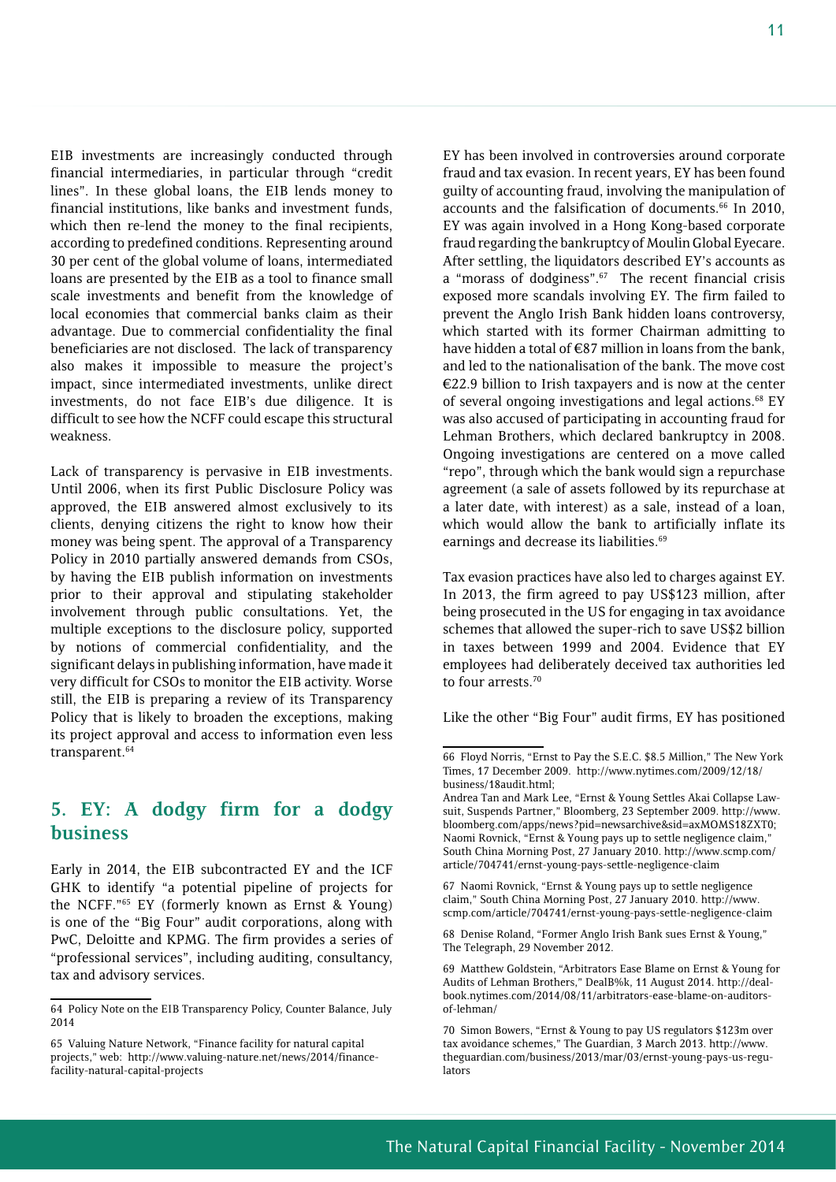EIB investments are increasingly conducted through financial intermediaries, in particular through "credit lines". In these global loans, the EIB lends money to financial institutions, like banks and investment funds, which then re-lend the money to the final recipients, according to predefined conditions. Representing around 30 per cent of the global volume of loans, intermediated loans are presented by the EIB as a tool to finance small scale investments and benefit from the knowledge of local economies that commercial banks claim as their advantage. Due to commercial confidentiality the final beneficiaries are not disclosed. The lack of transparency also makes it impossible to measure the project's impact, since intermediated investments, unlike direct investments, do not face EIB's due diligence. It is difficult to see how the NCFF could escape this structural weakness.

Lack of transparency is pervasive in EIB investments. Until 2006, when its first Public Disclosure Policy was approved, the EIB answered almost exclusively to its clients, denying citizens the right to know how their money was being spent. The approval of a Transparency Policy in 2010 partially answered demands from CSOs, by having the EIB publish information on investments prior to their approval and stipulating stakeholder involvement through public consultations. Yet, the multiple exceptions to the disclosure policy, supported by notions of commercial confidentiality, and the significant delays in publishing information, have made it very difficult for CSOs to monitor the EIB activity. Worse still, the EIB is preparing a review of its Transparency Policy that is likely to broaden the exceptions, making its project approval and access to information even less transparent.[64]

## 5. EY: A dodgy firm for a dodgy business

Early in 2014, the EIB subcontracted EY and the ICF GHK to identify "a potential pipeline of projects for the NCFF."[65] EY (formerly known as Ernst & Young) is one of the "Big Four" audit corporations, along with PwC, Deloitte and KPMG. The firm provides a series of "professional services", including auditing, consultancy, tax and advisory services.

EY has been involved in controversies around corporate fraud and tax evasion. In recent years, EY has been found guilty of accounting fraud, involving the manipulation of accounts and the falsification of documents.[66] In 2010, EY was again involved in a Hong Kong-based corporate fraud regarding the bankruptcy of Moulin Global Eyecare. After settling, the liquidators described EY's accounts as a "morass of dodginess".[67] The recent financial crisis exposed more scandals involving EY. The firm failed to prevent the Anglo Irish Bank hidden loans controversy, which started with its former Chairman admitting to have hidden a total of €87 million in loans from the bank, and led to the nationalisation of the bank. The move cost €22.9 billion to Irish taxpayers and is now at the center of several ongoing investigations and legal actions.[68] EY was also accused of participating in accounting fraud for Lehman Brothers, which declared bankruptcy in 2008. Ongoing investigations are centered on a move called "repo", through which the bank would sign a repurchase agreement (a sale of assets followed by its repurchase at a later date, with interest) as a sale, instead of a loan, which would allow the bank to artificially inflate its earnings and decrease its liabilities.[69]

Tax evasion practices have also led to charges against EY. In 2013, the firm agreed to pay US$123 million, after being prosecuted in the US for engaging in tax avoidance schemes that allowed the super-rich to save US$2 billion in taxes between 1999 and 2004. Evidence that EY employees had deliberately deceived tax authorities led to four arrests.[70]

Like the other "Big Four" audit firms, EY has positioned

---

64 Policy Note on the EIB Transparency Policy, Counter Balance, July 2014

65 Valuing Nature Network, "Finance facility for natural capital projects," web: http://www.valuing-nature.net/news/2014/finance-facility-natural-capital-projects

66 Floyd Norris, "Ernst to Pay the S.E.C. $8.5 Million," The New York Times, 17 December 2009. http://www.nytimes.com/2009/12/18/business/18audit.html;
Andrea Tan and Mark Lee, "Ernst & Young Settles Akai Collapse Lawsuit, Suspends Partner," Bloomberg, 23 September 2009. http://www.bloomberg.com/apps/news?pid=newsarchive&sid=axMOMS18ZXT0;
Naomi Rovnick, "Ernst & Young pays up to settle negligence claim," South China Morning Post, 27 January 2010. http://www.scmp.com/article/704741/ernst-young-pays-settle-negligence-claim

67 Naomi Rovnick, "Ernst & Young pays up to settle negligence claim," South China Morning Post, 27 January 2010. http://www.scmp.com/article/704741/ernst-young-pays-settle-negligence-claim

68 Denise Roland, "Former Anglo Irish Bank sues Ernst & Young," The Telegraph, 29 November 2012.

69 Matthew Goldstein, "Arbitrators Ease Blame on Ernst & Young for Audits of Lehman Brothers," DealB%k, 11 August 2014. http://dealbook.nytimes.com/2014/08/11/arbitrators-ease-blame-on-auditors-of-lehman/

70 Simon Bowers, "Ernst & Young to pay US regulators $123m over tax avoidance schemes," The Guardian, 3 March 2013. http://www.theguardian.com/business/2013/mar/03/ernst-young-pays-us-regulators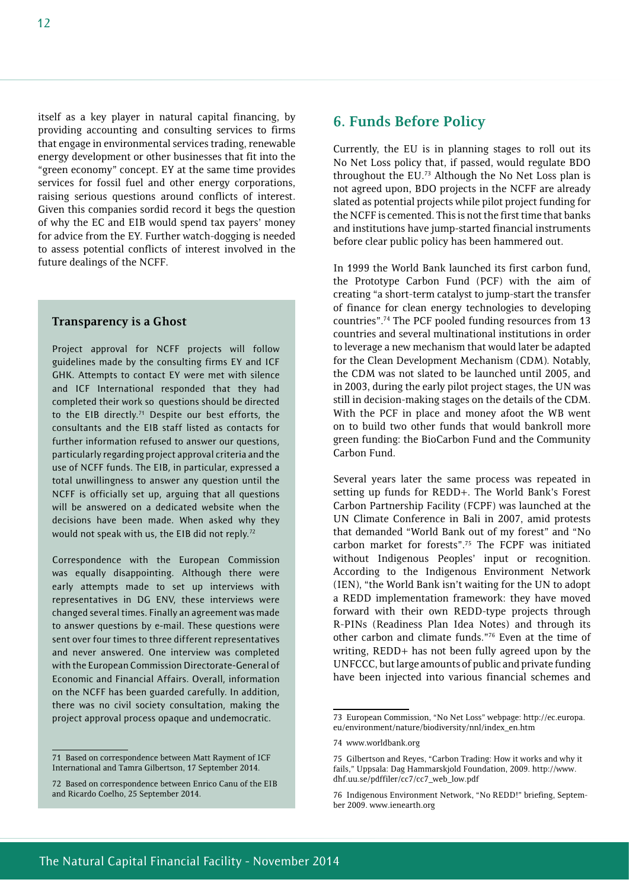itself as a key player in natural capital financing, by providing accounting and consulting services to firms that engage in environmental services trading, renewable energy development or other businesses that fit into the "green economy" concept. EY at the same time provides services for fossil fuel and other energy corporations, raising serious questions around conflicts of interest. Given this companies sordid record it begs the question of why the EC and EIB would spend tax payers' money for advice from the EY. Further watch-dogging is needed to assess potential conflicts of interest involved in the future dealings of the NCFF.

### Transparency is a Ghost

Project approval for NCFF projects will follow guidelines made by the consulting firms EY and ICF GHK. Attempts to contact EY were met with silence and ICF International responded that they had completed their work so questions should be directed to the EIB directly.[71] Despite our best efforts, the consultants and the EIB staff listed as contacts for further information refused to answer our questions, particularly regarding project approval criteria and the use of NCFF funds. The EIB, in particular, expressed a total unwillingness to answer any question until the NCFF is officially set up, arguing that all questions will be answered on a dedicated website when the decisions have been made. When asked why they would not speak with us, the EIB did not reply.[72]

Correspondence with the European Commission was equally disappointing. Although there were early attempts made to set up interviews with representatives in DG ENV, these interviews were changed several times. Finally an agreement was made to answer questions by e-mail. These questions were sent over four times to three different representatives and never answered. One interview was completed with the European Commission Directorate-General of Economic and Financial Affairs. Overall, information on the NCFF has been guarded carefully. In addition, there was no civil society consultation, making the project approval process opaque and undemocratic.

71 Based on correspondence between Matt Rayment of ICF International and Tamra Gilbertson, 17 September 2014.

72 Based on correspondence between Enrico Canu of the EIB and Ricardo Coelho, 25 September 2014.

## 6. Funds Before Policy

Currently, the EU is in planning stages to roll out its No Net Loss policy that, if passed, would regulate BDO throughout the EU.[73] Although the No Net Loss plan is not agreed upon, BDO projects in the NCFF are already slated as potential projects while pilot project funding for the NCFF is cemented. This is not the first time that banks and institutions have jump-started financial instruments before clear public policy has been hammered out.

In 1999 the World Bank launched its first carbon fund, the Prototype Carbon Fund (PCF) with the aim of creating "a short-term catalyst to jump-start the transfer of finance for clean energy technologies to developing countries".[74] The PCF pooled funding resources from 13 countries and several multinational institutions in order to leverage a new mechanism that would later be adapted for the Clean Development Mechanism (CDM). Notably, the CDM was not slated to be launched until 2005, and in 2003, during the early pilot project stages, the UN was still in decision-making stages on the details of the CDM. With the PCF in place and money afoot the WB went on to build two other funds that would bankroll more green funding: the BioCarbon Fund and the Community Carbon Fund.

Several years later the same process was repeated in setting up funds for REDD+. The World Bank's Forest Carbon Partnership Facility (FCPF) was launched at the UN Climate Conference in Bali in 2007, amid protests that demanded "World Bank out of my forest" and "No carbon market for forests".[75] The FCPF was initiated without Indigenous Peoples' input or recognition. According to the Indigenous Environment Network (IEN), "the World Bank isn't waiting for the UN to adopt a REDD implementation framework: they have moved forward with their own REDD-type projects through R-PINs (Readiness Plan Idea Notes) and through its other carbon and climate funds."[76] Even at the time of writing, REDD+ has not been fully agreed upon by the UNFCCC, but large amounts of public and private funding have been injected into various financial schemes and

73 European Commission, "No Net Loss" webpage: http://ec.europa.eu/environment/nature/biodiversity/nnl/index_en.htm

74 www.worldbank.org

75 Gilbertson and Reyes, "Carbon Trading: How it works and why it fails," Uppsala: Dag Hammarskjold Foundation, 2009. http://www.dhf.uu.se/pdffiler/cc7/cc7_web_low.pdf

76 Indigenous Environment Network, "No REDD!" briefing, September 2009. www.ienearth.org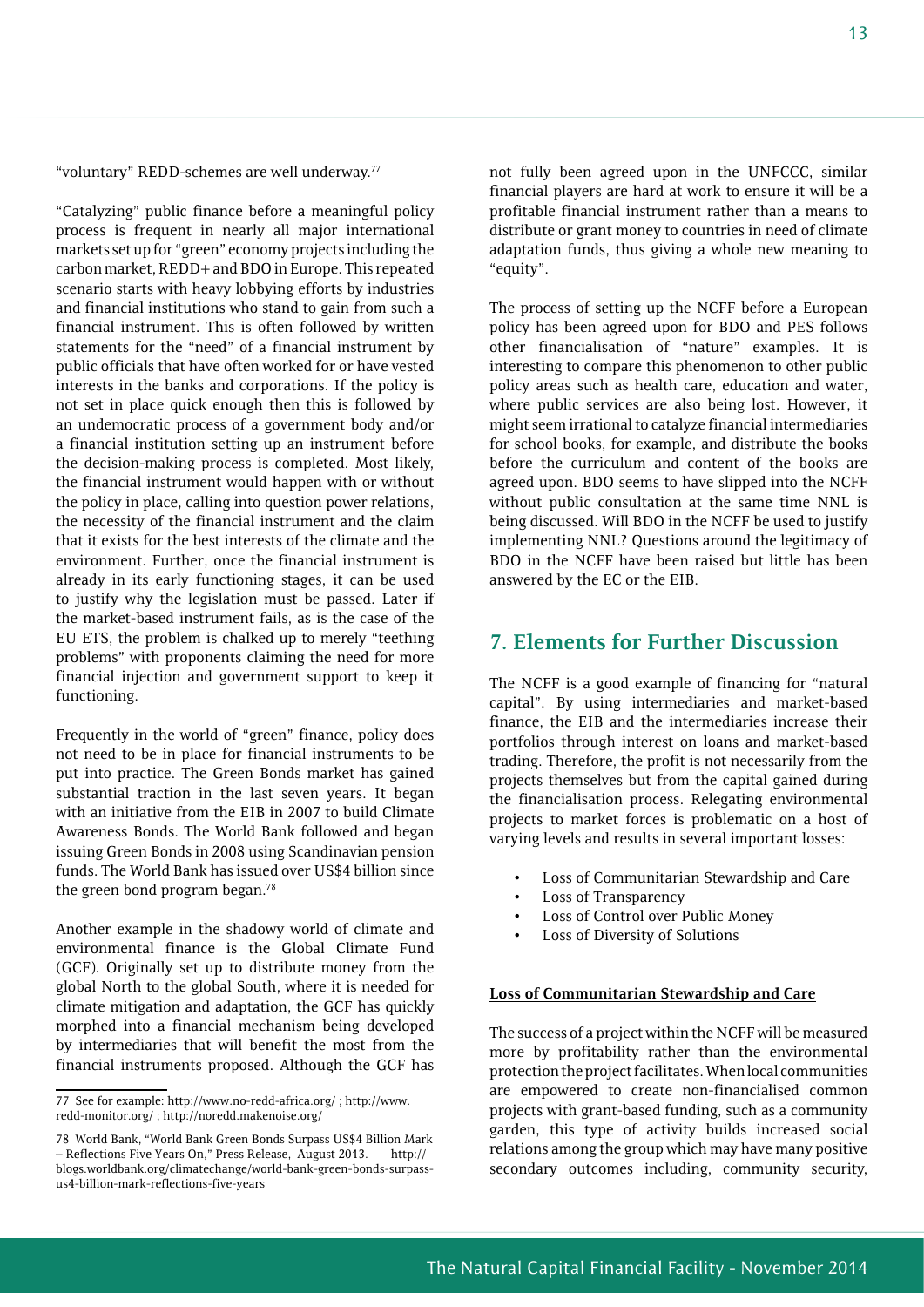"voluntary" REDD-schemes are well underway.[77]

"Catalyzing" public finance before a meaningful policy process is frequent in nearly all major international markets set up for "green" economy projects including the carbon market, REDD+ and BDO in Europe. This repeated scenario starts with heavy lobbying efforts by industries and financial institutions who stand to gain from such a financial instrument. This is often followed by written statements for the "need" of a financial instrument by public officials that have often worked for or have vested interests in the banks and corporations. If the policy is not set in place quick enough then this is followed by an undemocratic process of a government body and/or a financial institution setting up an instrument before the decision-making process is completed. Most likely, the financial instrument would happen with or without the policy in place, calling into question power relations, the necessity of the financial instrument and the claim that it exists for the best interests of the climate and the environment. Further, once the financial instrument is already in its early functioning stages, it can be used to justify why the legislation must be passed. Later if the market-based instrument fails, as is the case of the EU ETS, the problem is chalked up to merely "teething problems" with proponents claiming the need for more financial injection and government support to keep it functioning.

Frequently in the world of "green" finance, policy does not need to be in place for financial instruments to be put into practice. The Green Bonds market has gained substantial traction in the last seven years. It began with an initiative from the EIB in 2007 to build Climate Awareness Bonds. The World Bank followed and began issuing Green Bonds in 2008 using Scandinavian pension funds. The World Bank has issued over US$4 billion since the green bond program began.[78]

Another example in the shadowy world of climate and environmental finance is the Global Climate Fund (GCF). Originally set up to distribute money from the global North to the global South, where it is needed for climate mitigation and adaptation, the GCF has quickly morphed into a financial mechanism being developed by intermediaries that will benefit the most from the financial instruments proposed. Although the GCF has not fully been agreed upon in the UNFCCC, similar financial players are hard at work to ensure it will be a profitable financial instrument rather than a means to distribute or grant money to countries in need of climate adaptation funds, thus giving a whole new meaning to "equity".

The process of setting up the NCFF before a European policy has been agreed upon for BDO and PES follows other financialisation of "nature" examples. It is interesting to compare this phenomenon to other public policy areas such as health care, education and water, where public services are also being lost. However, it might seem irrational to catalyze financial intermediaries for school books, for example, and distribute the books before the curriculum and content of the books are agreed upon. BDO seems to have slipped into the NCFF without public consultation at the same time NNL is being discussed. Will BDO in the NCFF be used to justify implementing NNL? Questions around the legitimacy of BDO in the NCFF have been raised but little has been answered by the EC or the EIB.

## 7. Elements for Further Discussion

The NCFF is a good example of financing for "natural capital". By using intermediaries and market-based finance, the EIB and the intermediaries increase their portfolios through interest on loans and market-based trading. Therefore, the profit is not necessarily from the projects themselves but from the capital gained during the financialisation process. Relegating environmental projects to market forces is problematic on a host of varying levels and results in several important losses:

- Loss of Communitarian Stewardship and Care
- Loss of Transparency
- Loss of Control over Public Money
- Loss of Diversity of Solutions

**Loss of Communitarian Stewardship and Care**

The success of a project within the NCFF will be measured more by profitability rather than the environmental protection the project facilitates. When local communities are empowered to create non-financialised common projects with grant-based funding, such as a community garden, this type of activity builds increased social relations among the group which may have many positive secondary outcomes including, community security,

77 See for example: http://www.no-redd-africa.org/ ; http://www.redd-monitor.org/ ; http://noredd.makenoise.org/

78 World Bank, "World Bank Green Bonds Surpass US$4 Billion Mark – Reflections Five Years On," Press Release, August 2013. http://blogs.worldbank.org/climatechange/world-bank-green-bonds-surpass-us4-billion-mark-reflections-five-years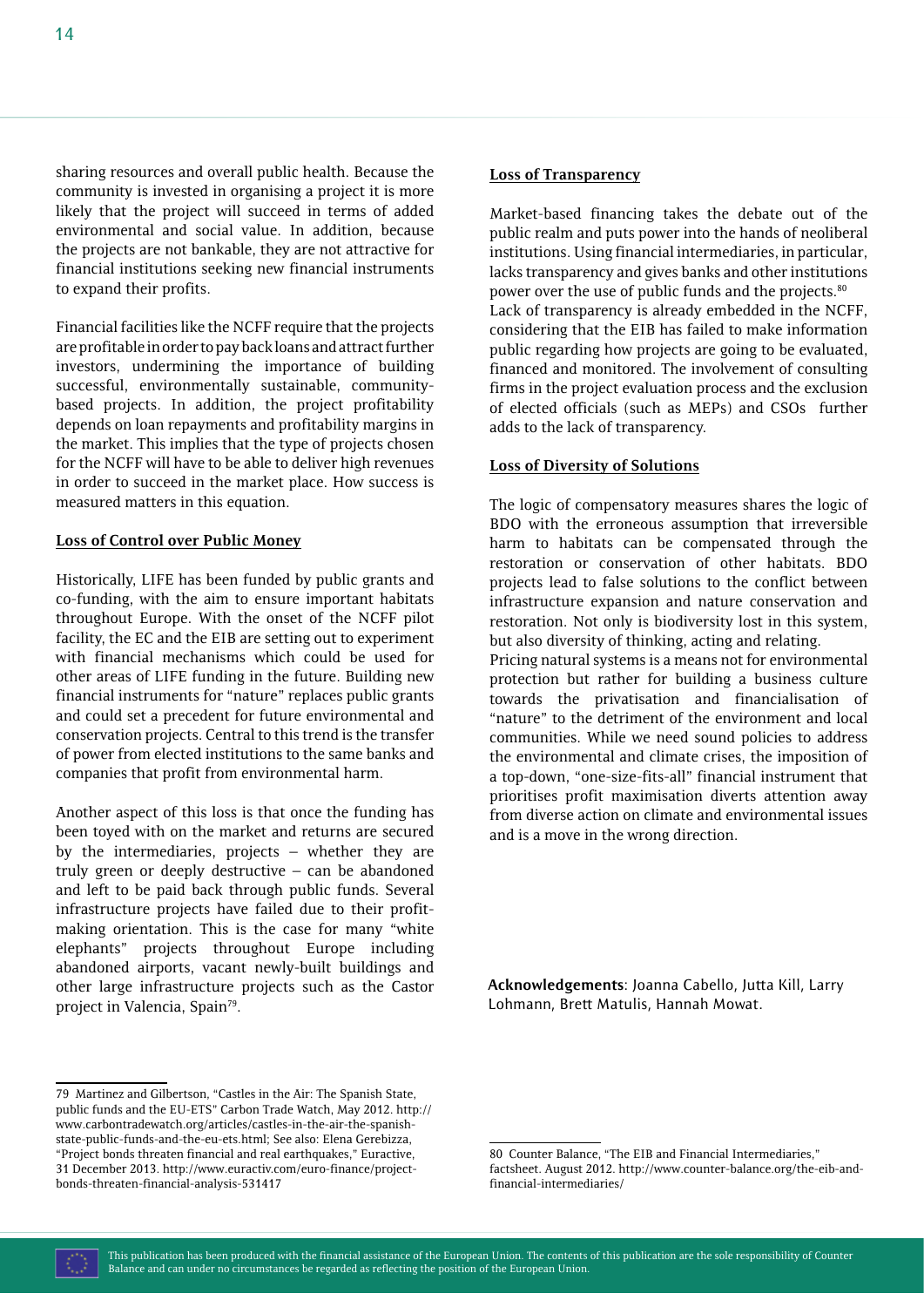sharing resources and overall public health. Because the community is invested in organising a project it is more likely that the project will succeed in terms of added environmental and social value. In addition, because the projects are not bankable, they are not attractive for financial institutions seeking new financial instruments to expand their profits.

Financial facilities like the NCFF require that the projects are profitable in order to pay back loans and attract further investors, undermining the importance of building successful, environmentally sustainable, community-based projects. In addition, the project profitability depends on loan repayments and profitability margins in the market. This implies that the type of projects chosen for the NCFF will have to be able to deliver high revenues in order to succeed in the market place. How success is measured matters in this equation.

**Loss of Control over Public Money**

Historically, LIFE has been funded by public grants and co-funding, with the aim to ensure important habitats throughout Europe. With the onset of the NCFF pilot facility, the EC and the EIB are setting out to experiment with financial mechanisms which could be used for other areas of LIFE funding in the future. Building new financial instruments for "nature" replaces public grants and could set a precedent for future environmental and conservation projects. Central to this trend is the transfer of power from elected institutions to the same banks and companies that profit from environmental harm.

Another aspect of this loss is that once the funding has been toyed with on the market and returns are secured by the intermediaries, projects – whether they are truly green or deeply destructive – can be abandoned and left to be paid back through public funds. Several infrastructure projects have failed due to their profit-making orientation. This is the case for many "white elephants" projects throughout Europe including abandoned airports, vacant newly-built buildings and other large infrastructure projects such as the Castor project in Valencia, Spain[79].

**Loss of Transparency**

Market-based financing takes the debate out of the public realm and puts power into the hands of neoliberal institutions. Using financial intermediaries, in particular, lacks transparency and gives banks and other institutions power over the use of public funds and the projects.[80]
Lack of transparency is already embedded in the NCFF, considering that the EIB has failed to make information public regarding how projects are going to be evaluated, financed and monitored. The involvement of consulting firms in the project evaluation process and the exclusion of elected officials (such as MEPs) and CSOs further adds to the lack of transparency.

**Loss of Diversity of Solutions**

The logic of compensatory measures shares the logic of BDO with the erroneous assumption that irreversible harm to habitats can be compensated through the restoration or conservation of other habitats. BDO projects lead to false solutions to the conflict between infrastructure expansion and nature conservation and restoration. Not only is biodiversity lost in this system, but also diversity of thinking, acting and relating.
Pricing natural systems is a means not for environmental protection but rather for building a business culture towards the privatisation and financialisation of "nature" to the detriment of the environment and local communities. While we need sound policies to address the environmental and climate crises, the imposition of a top-down, "one-size-fits-all" financial instrument that prioritises profit maximisation diverts attention away from diverse action on climate and environmental issues and is a move in the wrong direction.

**Acknowledgements**: Joanna Cabello, Jutta Kill, Larry Lohmann, Brett Matulis, Hannah Mowat.

---

79 Martinez and Gilbertson, "Castles in the Air: The Spanish State, public funds and the EU-ETS" Carbon Trade Watch, May 2012. http://www.carbontradewatch.org/articles/castles-in-the-air-the-spanish-state-public-funds-and-the-eu-ets.html; See also: Elena Gerebizza, "Project bonds threaten financial and real earthquakes," Euractive, 31 December 2013. http://www.euractiv.com/euro-finance/project-bonds-threaten-financial-analysis-531417

80 Counter Balance, "The EIB and Financial Intermediaries," factsheet. August 2012. http://www.counter-balance.org/the-eib-and-financial-intermediaries/

This publication has been produced with the financial assistance of the European Union. The contents of this publication are the sole responsibility of Counter Balance and can under no circumstances be regarded as reflecting the position of the European Union.